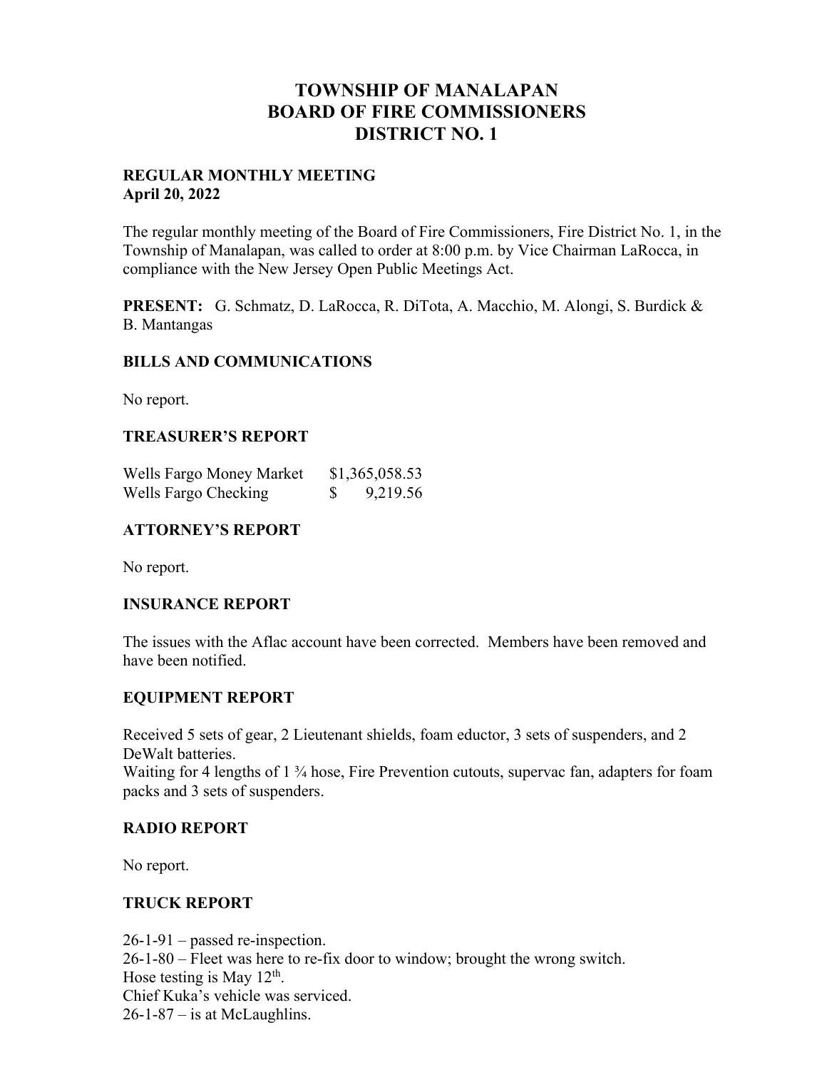# TOWNSHIP OF MANALAPAN
# BOARD OF FIRE COMMISSIONERS
# DISTRICT NO. 1

**REGULAR MONTHLY MEETING**
**April 20, 2022**

The regular monthly meeting of the Board of Fire Commissioners, Fire District No. 1, in the Township of Manalapan, was called to order at 8:00 p.m. by Vice Chairman LaRocca, in compliance with the New Jersey Open Public Meetings Act.

**PRESENT:** G. Schmatz, D. LaRocca, R. DiTota, A. Macchio, M. Alongi, S. Burdick & B. Mantangas

## BILLS AND COMMUNICATIONS

No report.

## TREASURER'S REPORT

| | |
|---|---|
| Wells Fargo Money Market | $1,365,058.53 |
| Wells Fargo Checking | $ 9,219.56 |

## ATTORNEY'S REPORT

No report.

## INSURANCE REPORT

The issues with the Aflac account have been corrected. Members have been removed and have been notified.

## EQUIPMENT REPORT

Received 5 sets of gear, 2 Lieutenant shields, foam eductor, 3 sets of suspenders, and 2 DeWalt batteries.
Waiting for 4 lengths of 1 ¾ hose, Fire Prevention cutouts, supervac fan, adapters for foam packs and 3 sets of suspenders.

## RADIO REPORT

No report.

## TRUCK REPORT

26-1-91 – passed re-inspection.
26-1-80 – Fleet was here to re-fix door to window; brought the wrong switch.
Hose testing is May 12th.
Chief Kuka's vehicle was serviced.
26-1-87 – is at McLaughlins.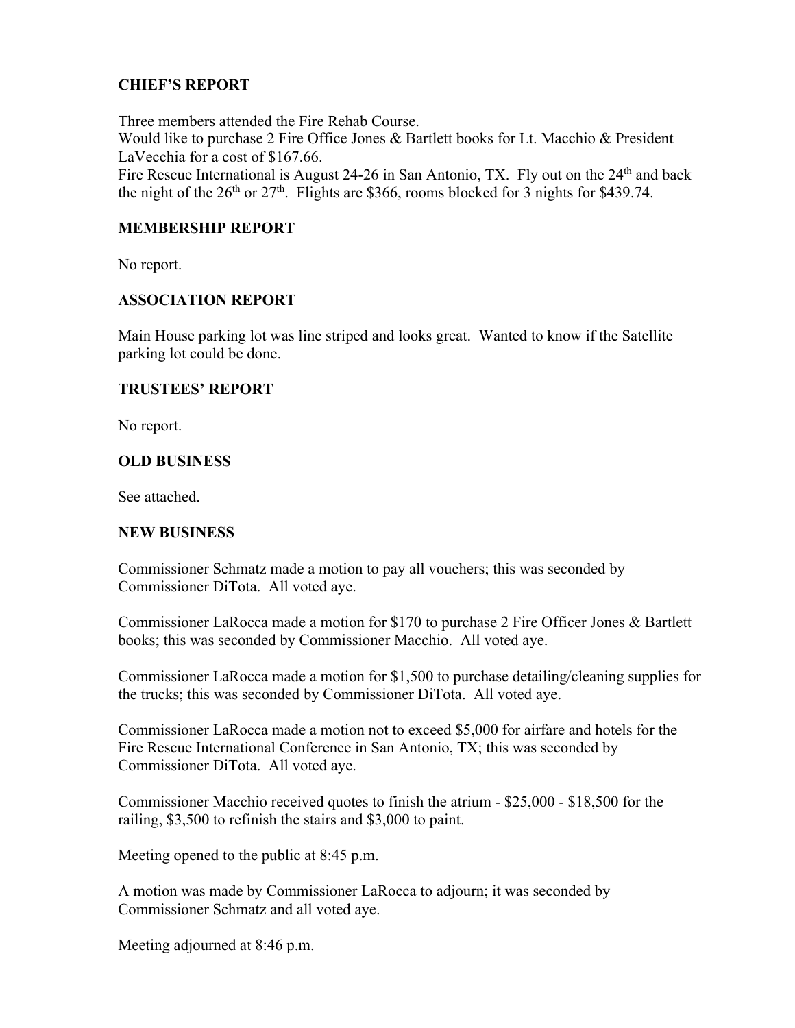## CHIEF'S REPORT

Three members attended the Fire Rehab Course.
Would like to purchase 2 Fire Office Jones & Bartlett books for Lt. Macchio & President LaVecchia for a cost of $167.66.
Fire Rescue International is August 24-26 in San Antonio, TX. Fly out on the 24th and back the night of the 26th or 27th. Flights are $366, rooms blocked for 3 nights for $439.74.

## MEMBERSHIP REPORT

No report.

## ASSOCIATION REPORT

Main House parking lot was line striped and looks great. Wanted to know if the Satellite parking lot could be done.

## TRUSTEES' REPORT

No report.

## OLD BUSINESS

See attached.

## NEW BUSINESS

Commissioner Schmatz made a motion to pay all vouchers; this was seconded by Commissioner DiTota. All voted aye.

Commissioner LaRocca made a motion for $170 to purchase 2 Fire Officer Jones & Bartlett books; this was seconded by Commissioner Macchio. All voted aye.

Commissioner LaRocca made a motion for $1,500 to purchase detailing/cleaning supplies for the trucks; this was seconded by Commissioner DiTota. All voted aye.

Commissioner LaRocca made a motion not to exceed $5,000 for airfare and hotels for the Fire Rescue International Conference in San Antonio, TX; this was seconded by Commissioner DiTota. All voted aye.

Commissioner Macchio received quotes to finish the atrium - $25,000 - $18,500 for the railing, $3,500 to refinish the stairs and $3,000 to paint.

Meeting opened to the public at 8:45 p.m.

A motion was made by Commissioner LaRocca to adjourn; it was seconded by Commissioner Schmatz and all voted aye.

Meeting adjourned at 8:46 p.m.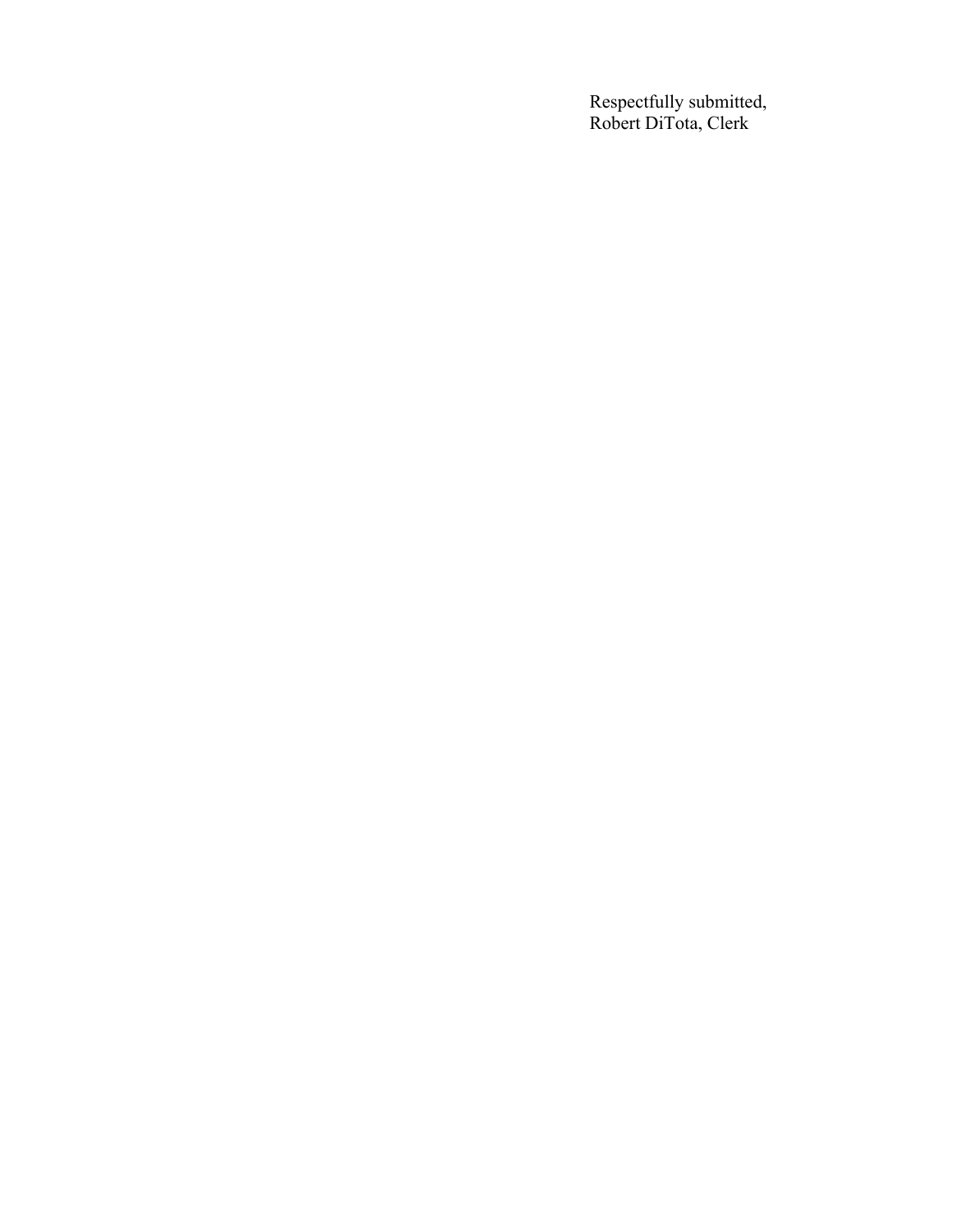Respectfully submitted,
Robert DiTota, Clerk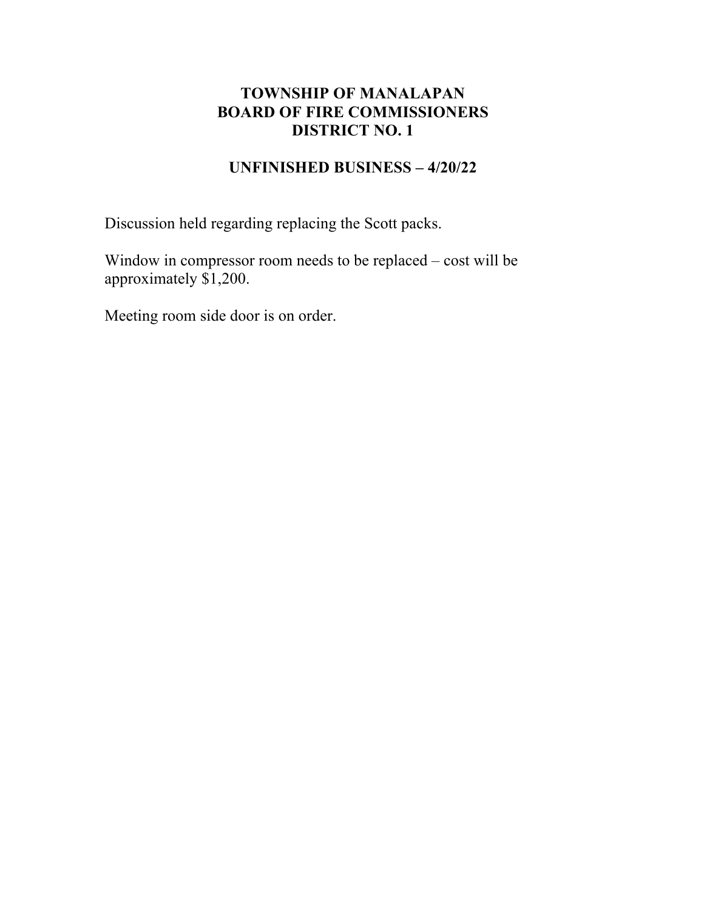# TOWNSHIP OF MANALAPAN
# BOARD OF FIRE COMMISSIONERS
# DISTRICT NO. 1

## UNFINISHED BUSINESS – 4/20/22

Discussion held regarding replacing the Scott packs.

Window in compressor room needs to be replaced – cost will be approximately $1,200.

Meeting room side door is on order.